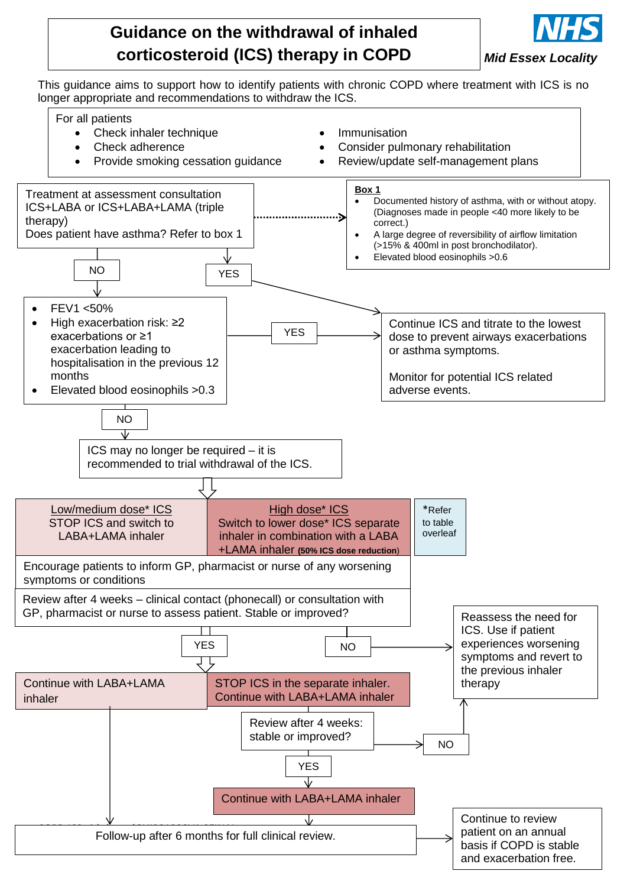# Guidance on the withdrawal of inhaled corticosteroid (ICS) therapy in COPD

*Mid Essex Locality*

This guidance aims to support how to identify patients with chronic COPD where treatment with ICS is no longer appropriate and recommendations to withdraw the ICS.

For all patients
- Check inhaler technique
- Check adherence
- Provide smoking cessation guidance
- Immunisation
- Consider pulmonary rehabilitation
- Review/update self-management plans

Treatment at assessment consultation ICS+LABA or ICS+LABA+LAMA (triple therapy)
Does patient have asthma? Refer to box 1

**Box 1**
- Documented history of asthma, with or without atopy. (Diagnoses made in people <40 more likely to be correct.)
- A large degree of reversibility of airflow limitation (>15% & 400ml in post bronchodilator).
- Elevated blood eosinophils >0.6

YES → Continue ICS and titrate to the lowest dose to prevent airways exacerbations or asthma symptoms.

Monitor for potential ICS related adverse events.

NO →
- FEV1 <50%
- High exacerbation risk: ≥2 exacerbations or ≥1 exacerbation leading to hospitalisation in the previous 12 months
- Elevated blood eosinophils >0.3

YES → Continue ICS and titrate to the lowest dose to prevent airways exacerbations or asthma symptoms. Monitor for potential ICS related adverse events.

NO → ICS may no longer be required – it is recommended to trial withdrawal of the ICS.

| Low/medium dose* ICS | High dose* ICS |
|---|---|
| STOP ICS and switch to LABA+LAMA inhaler | Switch to lower dose* ICS separate inhaler in combination with a LABA +LAMA inhaler (50% ICS dose reduction) |

*Refer to table overleaf

Encourage patients to inform GP, pharmacist or nurse of any worsening symptoms or conditions

Review after 4 weeks – clinical contact (phonecall) or consultation with GP, pharmacist or nurse to assess patient. Stable or improved?

YES →
- Low/medium dose: Continue with LABA+LAMA inhaler
- High dose: STOP ICS in the separate inhaler. Continue with LABA+LAMA inhaler
  - Review after 4 weeks: stable or improved?
    - YES → Continue with LABA+LAMA inhaler
    - NO → Reassess the need for ICS.

NO → Reassess the need for ICS. Use if patient experiences worsening symptoms and revert to the previous inhaler therapy

Follow-up after 6 months for full clinical review. → Continue to review patient on an annual basis if COPD is stable and exacerbation free.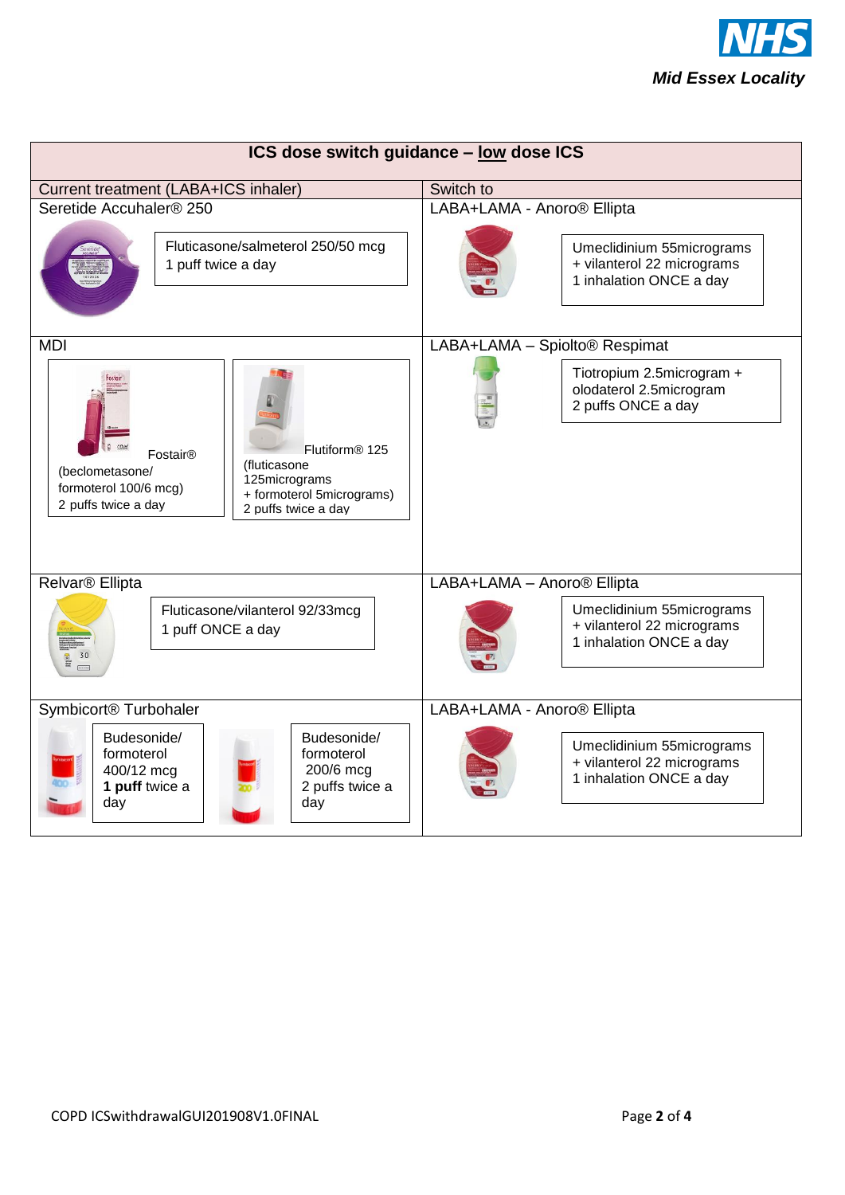**NHS**
***Mid Essex Locality***

| ICS dose switch guidance – <u>low</u> dose ICS | |
|---|---|
| **Current treatment (LABA+ICS inhaler)** | **Switch to** |
| Seretide Accuhaler® 250<br>Fluticasone/salmeterol 250/50 mcg<br>1 puff twice a day | LABA+LAMA - Anoro® Ellipta<br>Umeclidinium 55micrograms + vilanterol 22 micrograms<br>1 inhalation ONCE a day |
| MDI<br>Fostair® (beclometasone/ formoterol 100/6 mcg)<br>2 puffs twice a day<br><br>Flutiform® 125 (fluticasone 125micrograms + formoterol 5micrograms)<br>2 puffs twice a day | LABA+LAMA – Spiolto® Respimat<br>Tiotropium 2.5microgram + olodaterol 2.5microgram<br>2 puffs ONCE a day |
| Relvar® Ellipta<br>Fluticasone/vilanterol 92/33mcg<br>1 puff ONCE a day | LABA+LAMA – Anoro® Ellipta<br>Umeclidinium 55micrograms + vilanterol 22 micrograms<br>1 inhalation ONCE a day |
| Symbicort® Turbohaler<br>Budesonide/ formoterol 400/12 mcg<br>**1 puff** twice a day<br><br>Budesonide/ formoterol 200/6 mcg<br>2 puffs twice a day | LABA+LAMA - Anoro® Ellipta<br>Umeclidinium 55micrograms + vilanterol 22 micrograms<br>1 inhalation ONCE a day |

COPD ICSwithdrawalGUI201908V1.0FINAL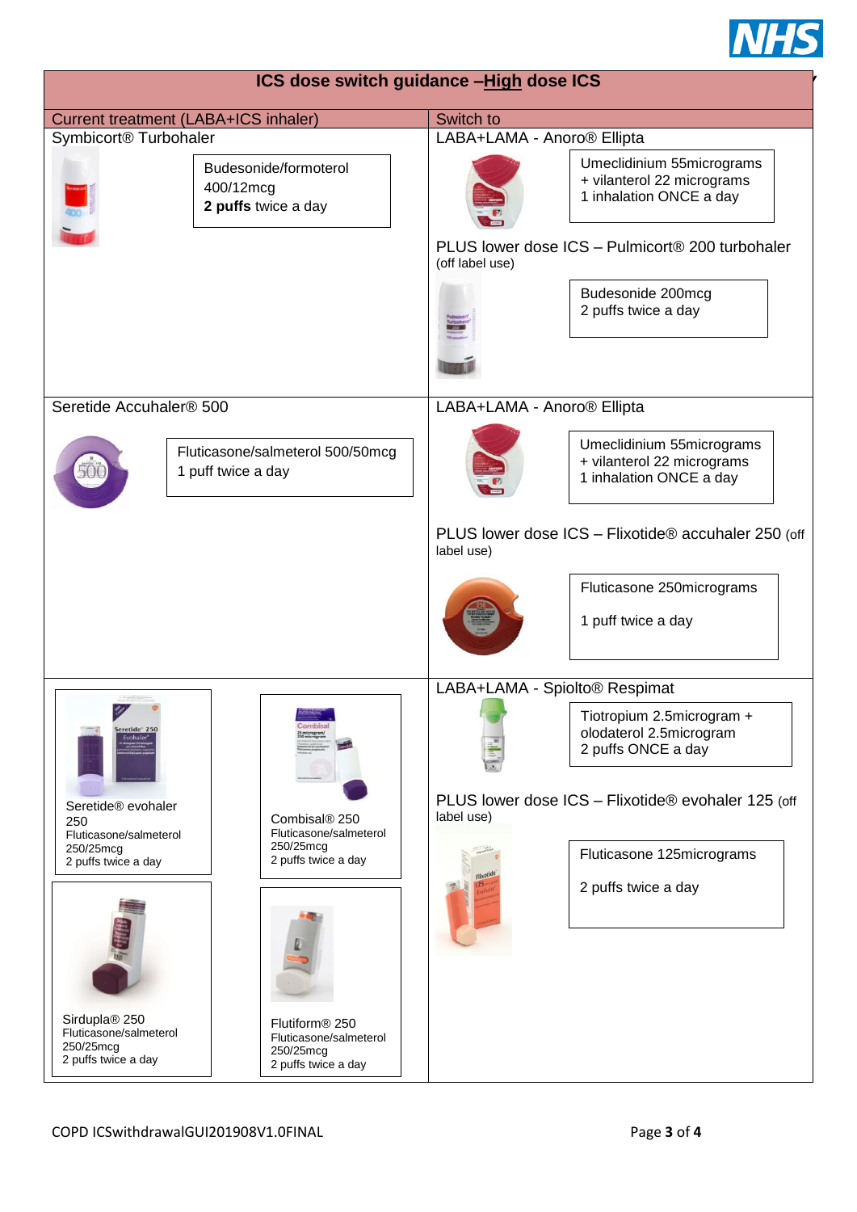## ICS dose switch guidance –High dose ICS

| Current treatment (LABA+ICS inhaler) | Switch to |
|---|---|
| **Symbicort® Turbohaler**<br><br>Budesonide/formoterol 400/12mcg<br>**2 puffs** twice a day | **LABA+LAMA - Anoro® Ellipta**<br><br>Umeclidinium 55micrograms + vilanterol 22 micrograms<br>1 inhalation ONCE a day<br><br>**PLUS lower dose ICS – Pulmicort® 200 turbohaler** (off label use)<br><br>Budesonide 200mcg<br>2 puffs twice a day |
| **Seretide Accuhaler® 500**<br><br>Fluticasone/salmeterol 500/50mcg<br>1 puff twice a day | **LABA+LAMA - Anoro® Ellipta**<br><br>Umeclidinium 55micrograms + vilanterol 22 micrograms<br>1 inhalation ONCE a day<br><br>**PLUS lower dose ICS – Flixotide® accuhaler 250** (off label use)<br><br>Fluticasone 250micrograms<br>1 puff twice a day |
| **Seretide® evohaler 250**<br>Fluticasone/salmeterol 250/25mcg<br>2 puffs twice a day<br><br>**Combisal® 250**<br>Fluticasone/salmeterol 250/25mcg<br>2 puffs twice a day<br><br>**Sirdupla® 250**<br>Fluticasone/salmeterol 250/25mcg<br>2 puffs twice a day<br><br>**Flutiform® 250**<br>Fluticasone/salmeterol 250/25mcg<br>2 puffs twice a day | **LABA+LAMA - Spiolto® Respimat**<br><br>Tiotropium 2.5microgram + olodaterol 2.5microgram<br>2 puffs ONCE a day<br><br>**PLUS lower dose ICS – Flixotide® evohaler 125** (off label use)<br><br>Fluticasone 125micrograms<br>2 puffs twice a day |

COPD ICSwithdrawalGUI201908V1.0FINAL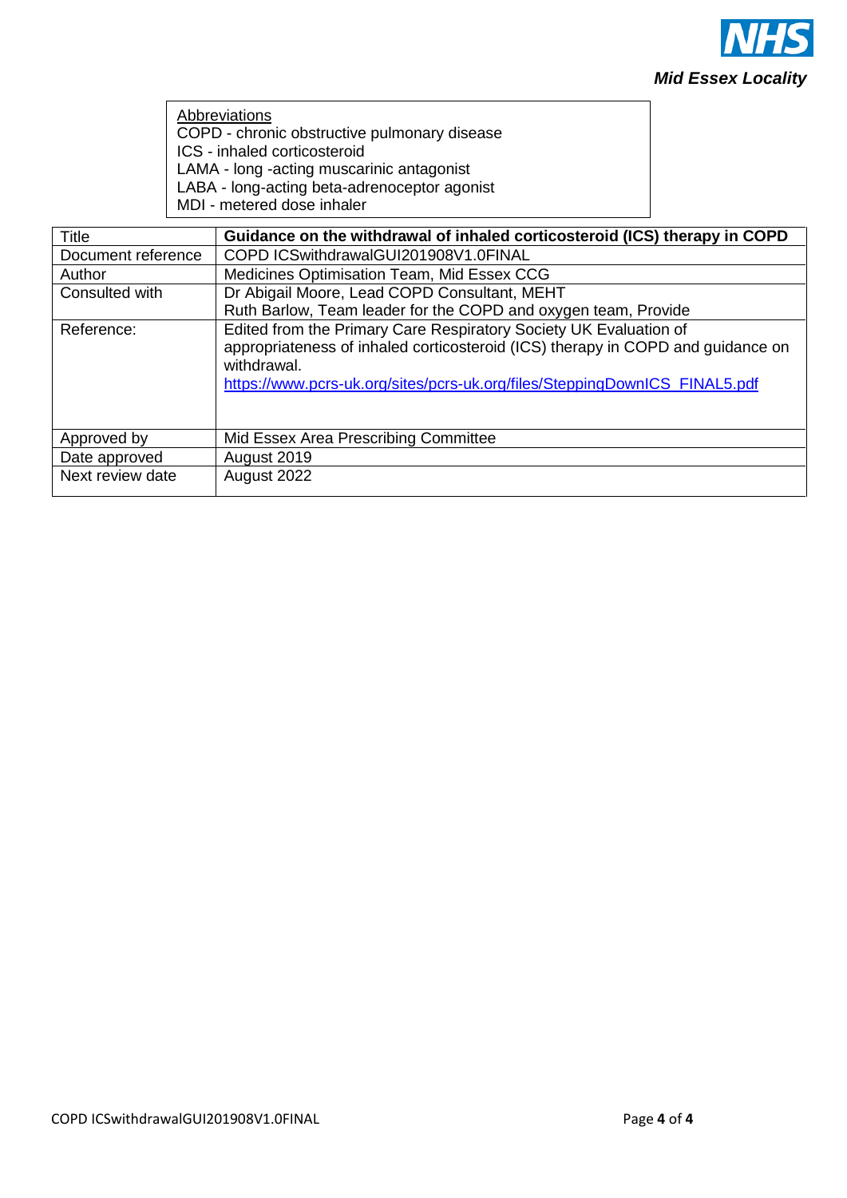NHS

*Mid Essex Locality*

Abbreviations
COPD - chronic obstructive pulmonary disease
ICS - inhaled corticosteroid
LAMA - long -acting muscarinic antagonist
LABA - long-acting beta-adrenoceptor agonist
MDI - metered dose inhaler

| | |
|---|---|
| Title | **Guidance on the withdrawal of inhaled corticosteroid (ICS) therapy in COPD** |
| Document reference | COPD ICSwithdrawalGUI201908V1.0FINAL |
| Author | Medicines Optimisation Team, Mid Essex CCG |
| Consulted with | Dr Abigail Moore, Lead COPD Consultant, MEHT<br>Ruth Barlow, Team leader for the COPD and oxygen team, Provide |
| Reference: | Edited from the Primary Care Respiratory Society UK Evaluation of appropriateness of inhaled corticosteroid (ICS) therapy in COPD and guidance on withdrawal.<br>https://www.pcrs-uk.org/sites/pcrs-uk.org/files/SteppingDownICS_FINAL5.pdf |
| Approved by | Mid Essex Area Prescribing Committee |
| Date approved | August 2019 |
| Next review date | August 2022 |